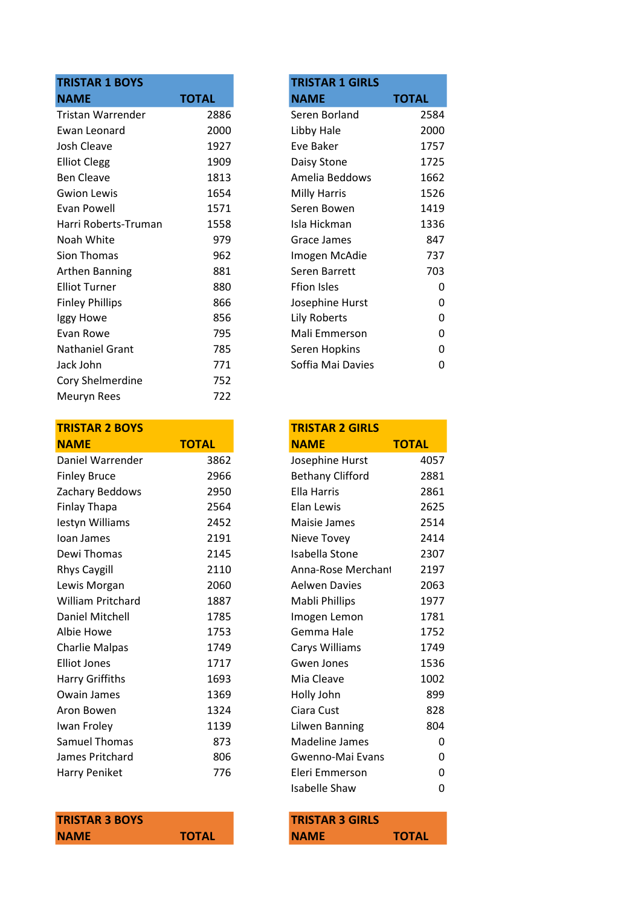| TRISTAR 1 BOYS | |
|---|---|
| **NAME** | **TOTAL** |
| Tristan Warrender | 2886 |
| Ewan Leonard | 2000 |
| Josh Cleave | 1927 |
| Elliot Clegg | 1909 |
| Ben Cleave | 1813 |
| Gwion Lewis | 1654 |
| Evan Powell | 1571 |
| Harri Roberts-Truman | 1558 |
| Noah White | 979 |
| Sion Thomas | 962 |
| Arthen Banning | 881 |
| Elliot Turner | 880 |
| Finley Phillips | 866 |
| Iggy Howe | 856 |
| Evan Rowe | 795 |
| Nathaniel Grant | 785 |
| Jack John | 771 |
| Cory Shelmerdine | 752 |
| Meuryn Rees | 722 |

| TRISTAR 1 GIRLS | |
|---|---|
| **NAME** | **TOTAL** |
| Seren Borland | 2584 |
| Libby Hale | 2000 |
| Eve Baker | 1757 |
| Daisy Stone | 1725 |
| Amelia Beddows | 1662 |
| Milly Harris | 1526 |
| Seren Bowen | 1419 |
| Isla Hickman | 1336 |
| Grace James | 847 |
| Imogen McAdie | 737 |
| Seren Barrett | 703 |
| Ffion Isles | 0 |
| Josephine Hurst | 0 |
| Lily Roberts | 0 |
| Mali Emmerson | 0 |
| Seren Hopkins | 0 |
| Soffia Mai Davies | 0 |

| TRISTAR 2 BOYS | |
|---|---|
| **NAME** | **TOTAL** |
| Daniel Warrender | 3862 |
| Finley Bruce | 2966 |
| Zachary Beddows | 2950 |
| Finlay Thapa | 2564 |
| Iestyn Williams | 2452 |
| Ioan James | 2191 |
| Dewi Thomas | 2145 |
| Rhys Caygill | 2110 |
| Lewis Morgan | 2060 |
| William Pritchard | 1887 |
| Daniel Mitchell | 1785 |
| Albie Howe | 1753 |
| Charlie Malpas | 1749 |
| Elliot Jones | 1717 |
| Harry Griffiths | 1693 |
| Owain James | 1369 |
| Aron Bowen | 1324 |
| Iwan Froley | 1139 |
| Samuel Thomas | 873 |
| James Pritchard | 806 |
| Harry Peniket | 776 |

| TRISTAR 2 GIRLS | |
|---|---|
| **NAME** | **TOTAL** |
| Josephine Hurst | 4057 |
| Bethany Clifford | 2881 |
| Ella Harris | 2861 |
| Elan Lewis | 2625 |
| Maisie James | 2514 |
| Nieve Tovey | 2414 |
| Isabella Stone | 2307 |
| Anna-Rose Merchant | 2197 |
| Aelwen Davies | 2063 |
| Mabli Phillips | 1977 |
| Imogen Lemon | 1781 |
| Gemma Hale | 1752 |
| Carys Williams | 1749 |
| Gwen Jones | 1536 |
| Mia Cleave | 1002 |
| Holly John | 899 |
| Ciara Cust | 828 |
| Lilwen Banning | 804 |
| Madeline James | 0 |
| Gwenno-Mai Evans | 0 |
| Eleri Emmerson | 0 |
| Isabelle Shaw | 0 |

| TRISTAR 3 BOYS | |
|---|---|
| **NAME** | **TOTAL** |

| TRISTAR 3 GIRLS | |
|---|---|
| **NAME** | **TOTAL** |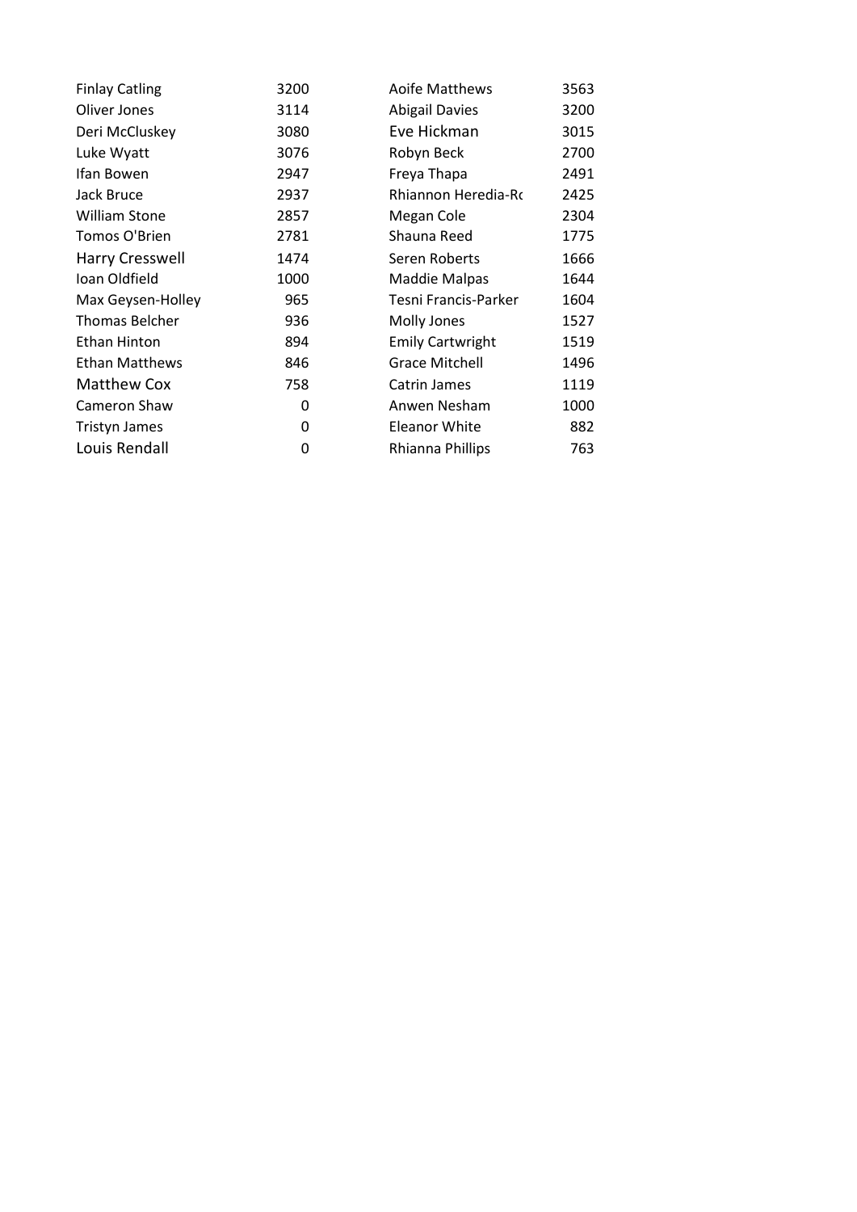| | | | |
|---|---|---|---|
| Finlay Catling | 3200 | Aoife Matthews | 3563 |
| Oliver Jones | 3114 | Abigail Davies | 3200 |
| Deri McCluskey | 3080 | Eve Hickman | 3015 |
| Luke Wyatt | 3076 | Robyn Beck | 2700 |
| Ifan Bowen | 2947 | Freya Thapa | 2491 |
| Jack Bruce | 2937 | Rhiannon Heredia-Ro | 2425 |
| William Stone | 2857 | Megan Cole | 2304 |
| Tomos O'Brien | 2781 | Shauna Reed | 1775 |
| Harry Cresswell | 1474 | Seren Roberts | 1666 |
| Ioan Oldfield | 1000 | Maddie Malpas | 1644 |
| Max Geysen-Holley | 965 | Tesni Francis-Parker | 1604 |
| Thomas Belcher | 936 | Molly Jones | 1527 |
| Ethan Hinton | 894 | Emily Cartwright | 1519 |
| Ethan Matthews | 846 | Grace Mitchell | 1496 |
| Matthew Cox | 758 | Catrin James | 1119 |
| Cameron Shaw | 0 | Anwen Nesham | 1000 |
| Tristyn James | 0 | Eleanor White | 882 |
| Louis Rendall | 0 | Rhianna Phillips | 763 |